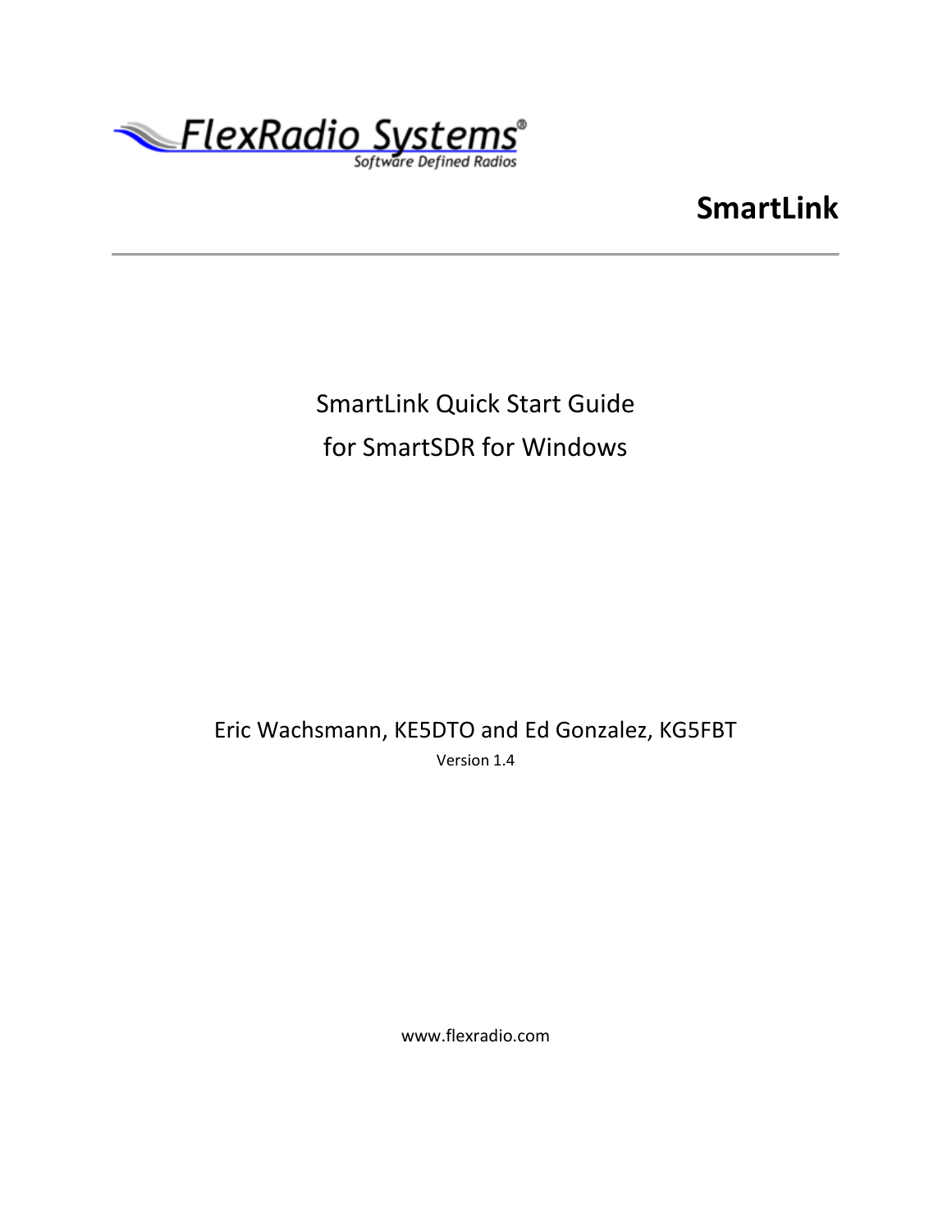FlexRadio Systems®

Software Defined Radios

# SmartLink

SmartLink Quick Start Guide

for SmartSDR for Windows

Eric Wachsmann, KE5DTO and Ed Gonzalez, KG5FBT

Version 1.4

www.flexradio.com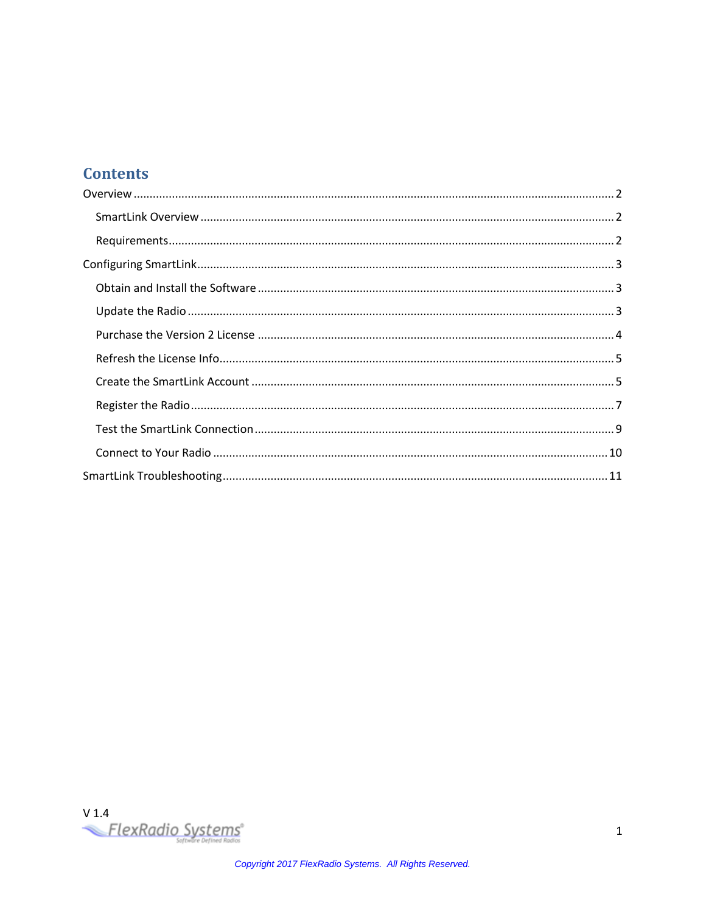# Contents

Overview ........................................................................................................................................ 2

  SmartLink Overview ................................................................................................................... 2

  Requirements.............................................................................................................................. 2

Configuring SmartLink.................................................................................................................... 3

  Obtain and Install the Software ................................................................................................. 3

  Update the Radio ........................................................................................................................ 3

  Purchase the Version 2 License .................................................................................................. 4

  Refresh the License Info.............................................................................................................. 5

  Create the SmartLink Account ................................................................................................... 5

  Register the Radio....................................................................................................................... 7

  Test the SmartLink Connection................................................................................................... 9

  Connect to Your Radio ............................................................................................................. 10

SmartLink Troubleshooting.......................................................................................................... 11

V 1.4

Copyright 2017 FlexRadio Systems. All Rights Reserved.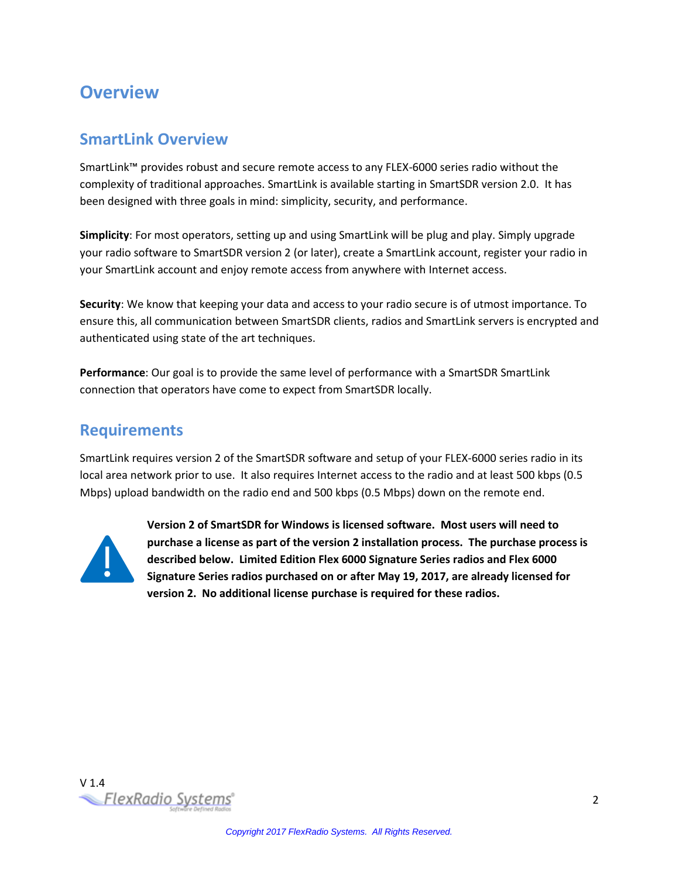# Overview

## SmartLink Overview

SmartLink™ provides robust and secure remote access to any FLEX-6000 series radio without the complexity of traditional approaches. SmartLink is available starting in SmartSDR version 2.0. It has been designed with three goals in mind: simplicity, security, and performance.

**Simplicity**: For most operators, setting up and using SmartLink will be plug and play. Simply upgrade your radio software to SmartSDR version 2 (or later), create a SmartLink account, register your radio in your SmartLink account and enjoy remote access from anywhere with Internet access.

**Security**: We know that keeping your data and access to your radio secure is of utmost importance. To ensure this, all communication between SmartSDR clients, radios and SmartLink servers is encrypted and authenticated using state of the art techniques.

**Performance**: Our goal is to provide the same level of performance with a SmartSDR SmartLink connection that operators have come to expect from SmartSDR locally.

## Requirements

SmartLink requires version 2 of the SmartSDR software and setup of your FLEX-6000 series radio in its local area network prior to use. It also requires Internet access to the radio and at least 500 kbps (0.5 Mbps) upload bandwidth on the radio end and 500 kbps (0.5 Mbps) down on the remote end.

**Version 2 of SmartSDR for Windows is licensed software. Most users will need to purchase a license as part of the version 2 installation process. The purchase process is described below. Limited Edition Flex 6000 Signature Series radios and Flex 6000 Signature Series radios purchased on or after May 19, 2017, are already licensed for version 2. No additional license purchase is required for these radios.**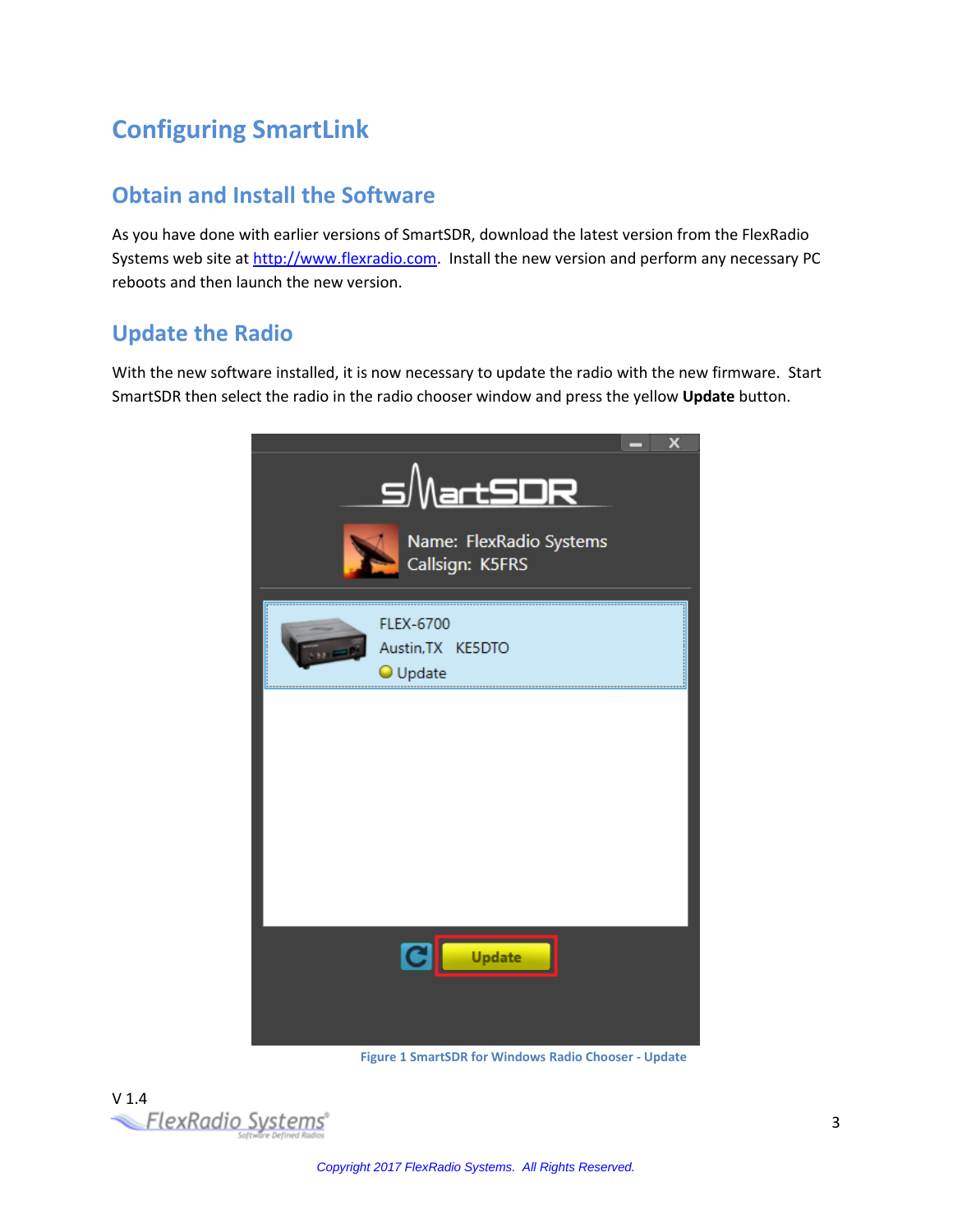# Configuring SmartLink

## Obtain and Install the Software

As you have done with earlier versions of SmartSDR, download the latest version from the FlexRadio Systems web site at http://www.flexradio.com. Install the new version and perform any necessary PC reboots and then launch the new version.

## Update the Radio

With the new software installed, it is now necessary to update the radio with the new firmware. Start SmartSDR then select the radio in the radio chooser window and press the yellow **Update** button.

Figure 1 SmartSDR for Windows Radio Chooser - Update

V 1.4

Copyright 2017 FlexRadio Systems. All Rights Reserved.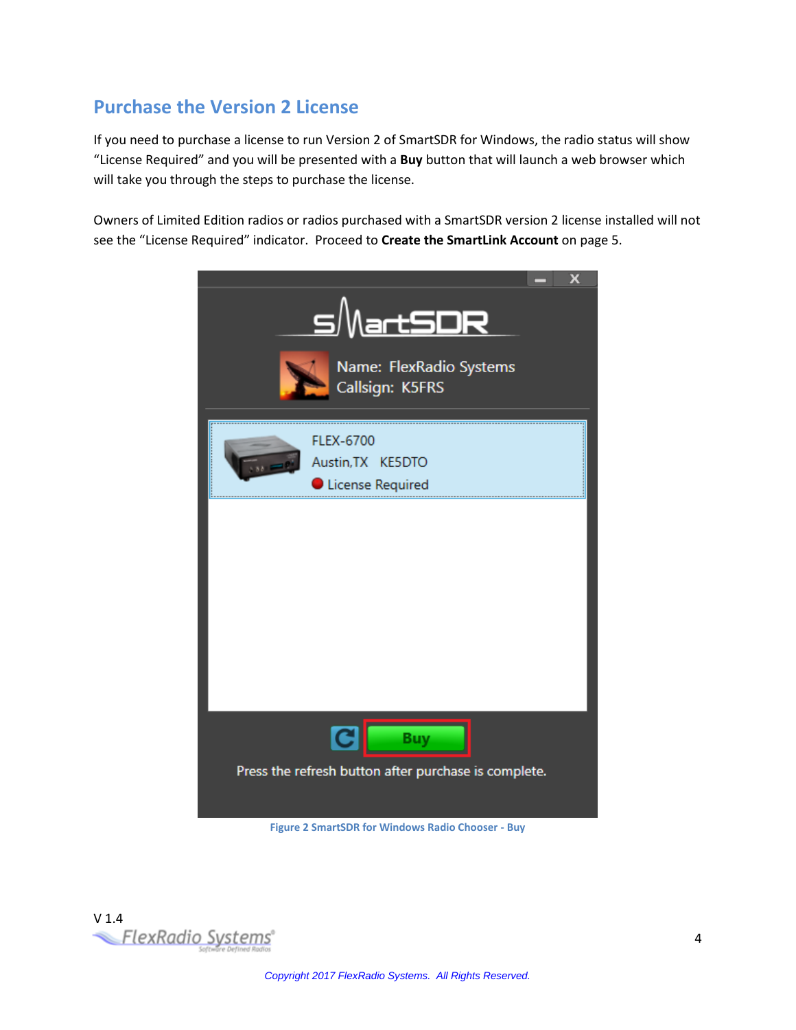## Purchase the Version 2 License

If you need to purchase a license to run Version 2 of SmartSDR for Windows, the radio status will show "License Required" and you will be presented with a **Buy** button that will launch a web browser which will take you through the steps to purchase the license.

Owners of Limited Edition radios or radios purchased with a SmartSDR version 2 license installed will not see the "License Required" indicator. Proceed to **Create the SmartLink Account** on page 5.

Figure 2 SmartSDR for Windows Radio Chooser - Buy

V 1.4

*Copyright 2017 FlexRadio Systems. All Rights Reserved.*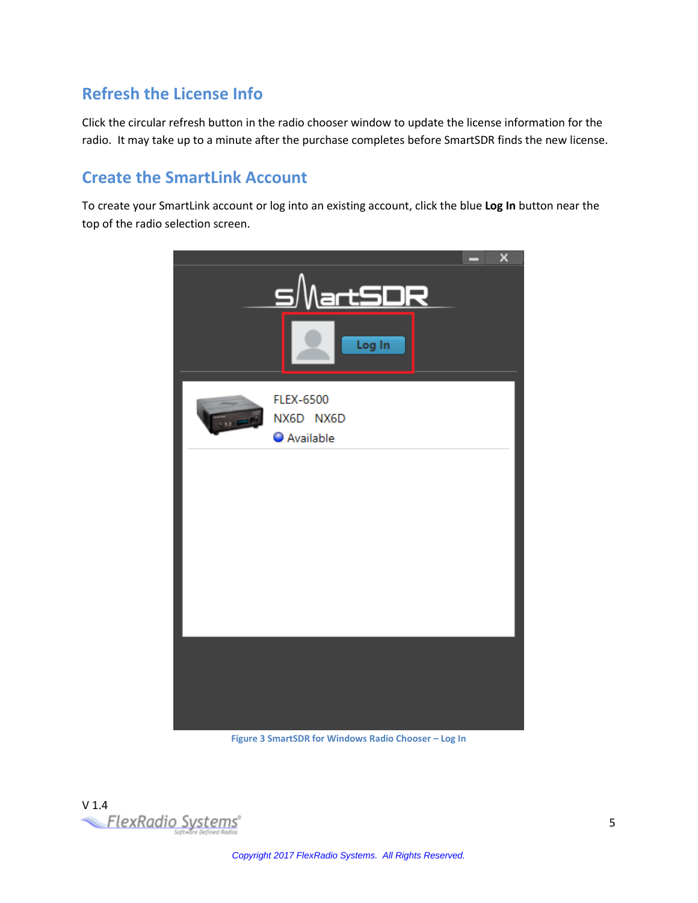## Refresh the License Info

Click the circular refresh button in the radio chooser window to update the license information for the radio. It may take up to a minute after the purchase completes before SmartSDR finds the new license.

## Create the SmartLink Account

To create your SmartLink account or log into an existing account, click the blue **Log In** button near the top of the radio selection screen.

Figure 3 SmartSDR for Windows Radio Chooser – Log In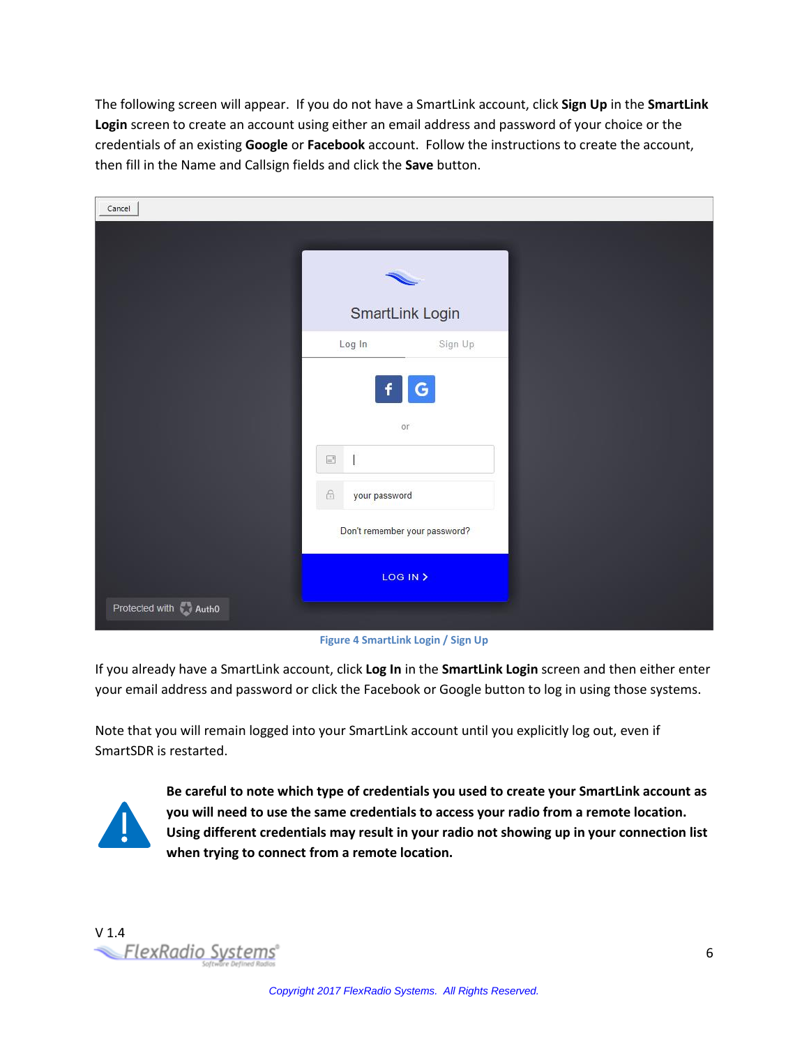The following screen will appear. If you do not have a SmartLink account, click **Sign Up** in the **SmartLink Login** screen to create an account using either an email address and password of your choice or the credentials of an existing **Google** or **Facebook** account. Follow the instructions to create the account, then fill in the Name and Callsign fields and click the **Save** button.

**Figure 4 SmartLink Login / Sign Up**

If you already have a SmartLink account, click **Log In** in the **SmartLink Login** screen and then either enter your email address and password or click the Facebook or Google button to log in using those systems.

Note that you will remain logged into your SmartLink account until you explicitly log out, even if SmartSDR is restarted.

**Be careful to note which type of credentials you used to create your SmartLink account as you will need to use the same credentials to access your radio from a remote location. Using different credentials may result in your radio not showing up in your connection list when trying to connect from a remote location.**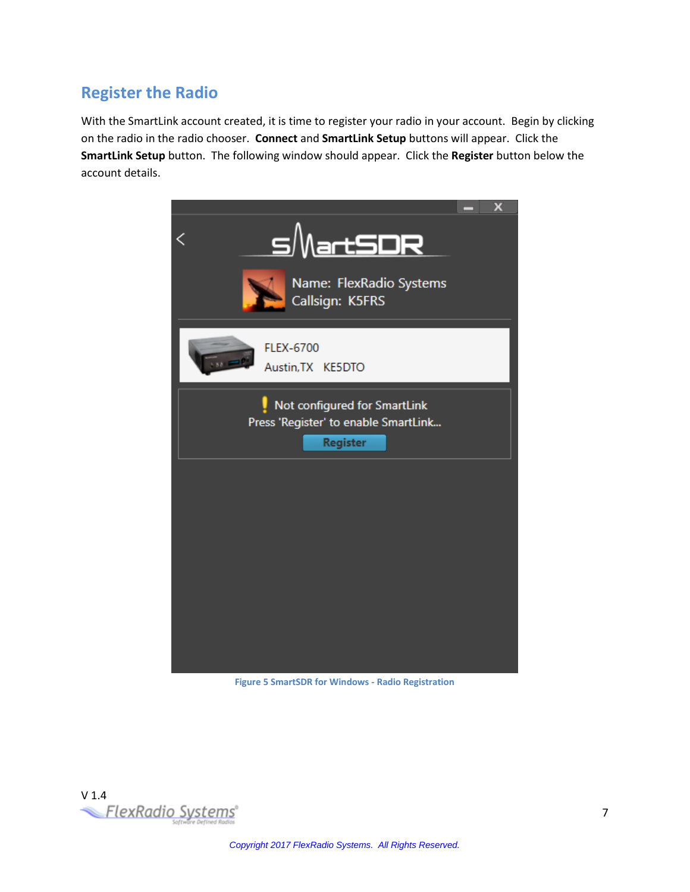## Register the Radio

With the SmartLink account created, it is time to register your radio in your account. Begin by clicking on the radio in the radio chooser. **Connect** and **SmartLink Setup** buttons will appear. Click the **SmartLink Setup** button. The following window should appear. Click the **Register** button below the account details.

Figure 5 SmartSDR for Windows - Radio Registration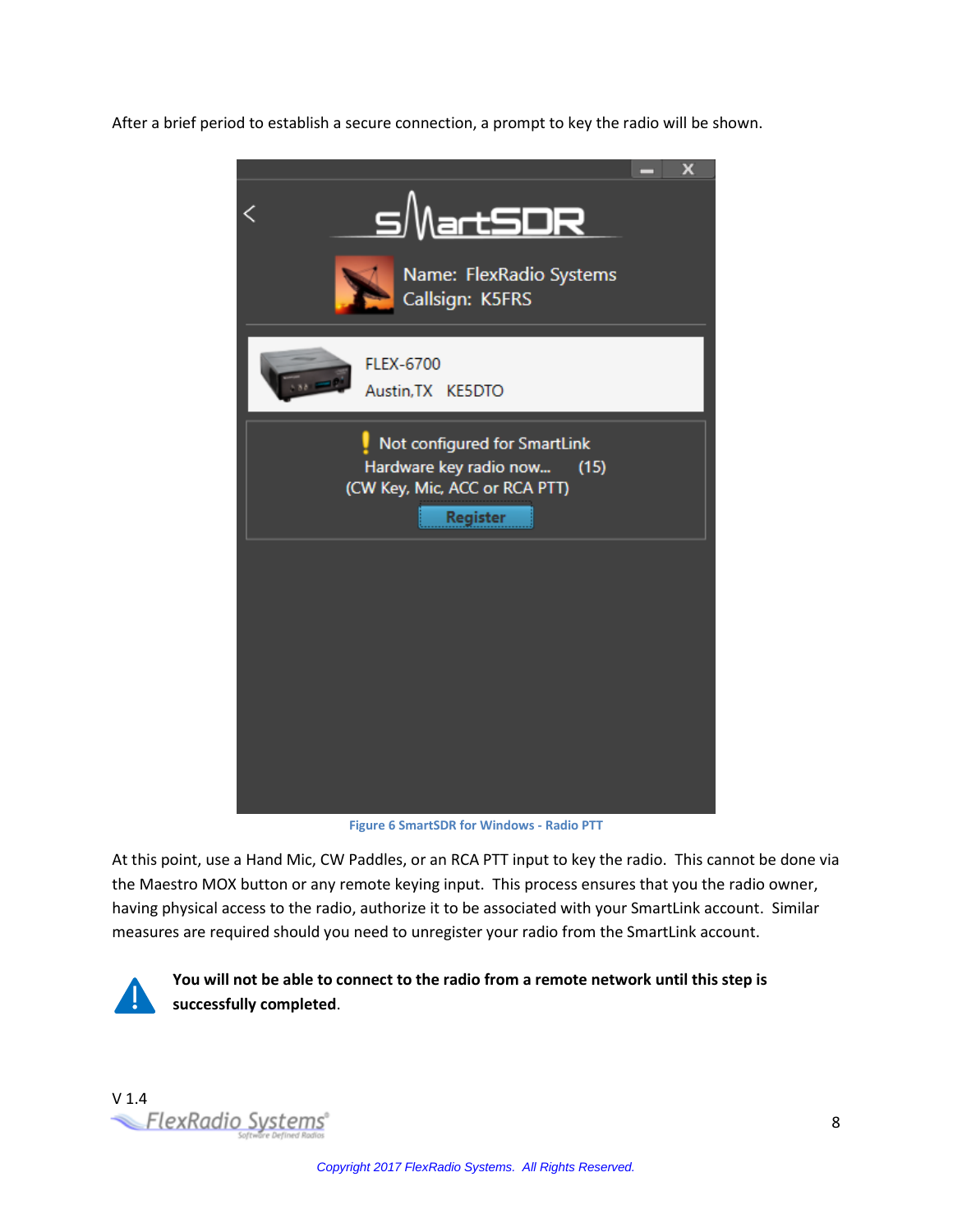After a brief period to establish a secure connection, a prompt to key the radio will be shown.

Figure 6 SmartSDR for Windows - Radio PTT

At this point, use a Hand Mic, CW Paddles, or an RCA PTT input to key the radio. This cannot be done via the Maestro MOX button or any remote keying input. This process ensures that you the radio owner, having physical access to the radio, authorize it to be associated with your SmartLink account. Similar measures are required should you need to unregister your radio from the SmartLink account.

**You will not be able to connect to the radio from a remote network until this step is successfully completed**.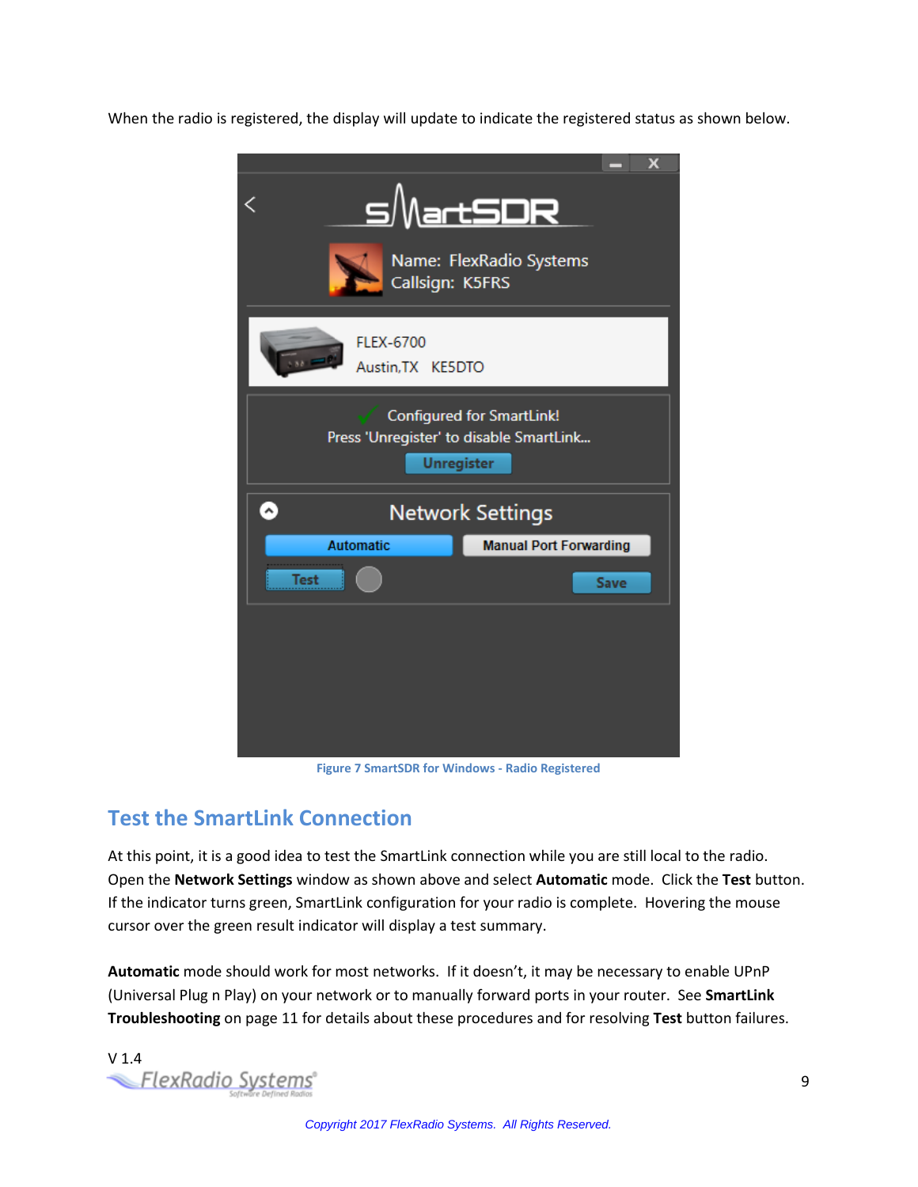When the radio is registered, the display will update to indicate the registered status as shown below.

Figure 7 SmartSDR for Windows - Radio Registered

## Test the SmartLink Connection

At this point, it is a good idea to test the SmartLink connection while you are still local to the radio. Open the **Network Settings** window as shown above and select **Automatic** mode. Click the **Test** button. If the indicator turns green, SmartLink configuration for your radio is complete. Hovering the mouse cursor over the green result indicator will display a test summary.

**Automatic** mode should work for most networks. If it doesn't, it may be necessary to enable UPnP (Universal Plug n Play) on your network or to manually forward ports in your router. See **SmartLink Troubleshooting** on page 11 for details about these procedures and for resolving **Test** button failures.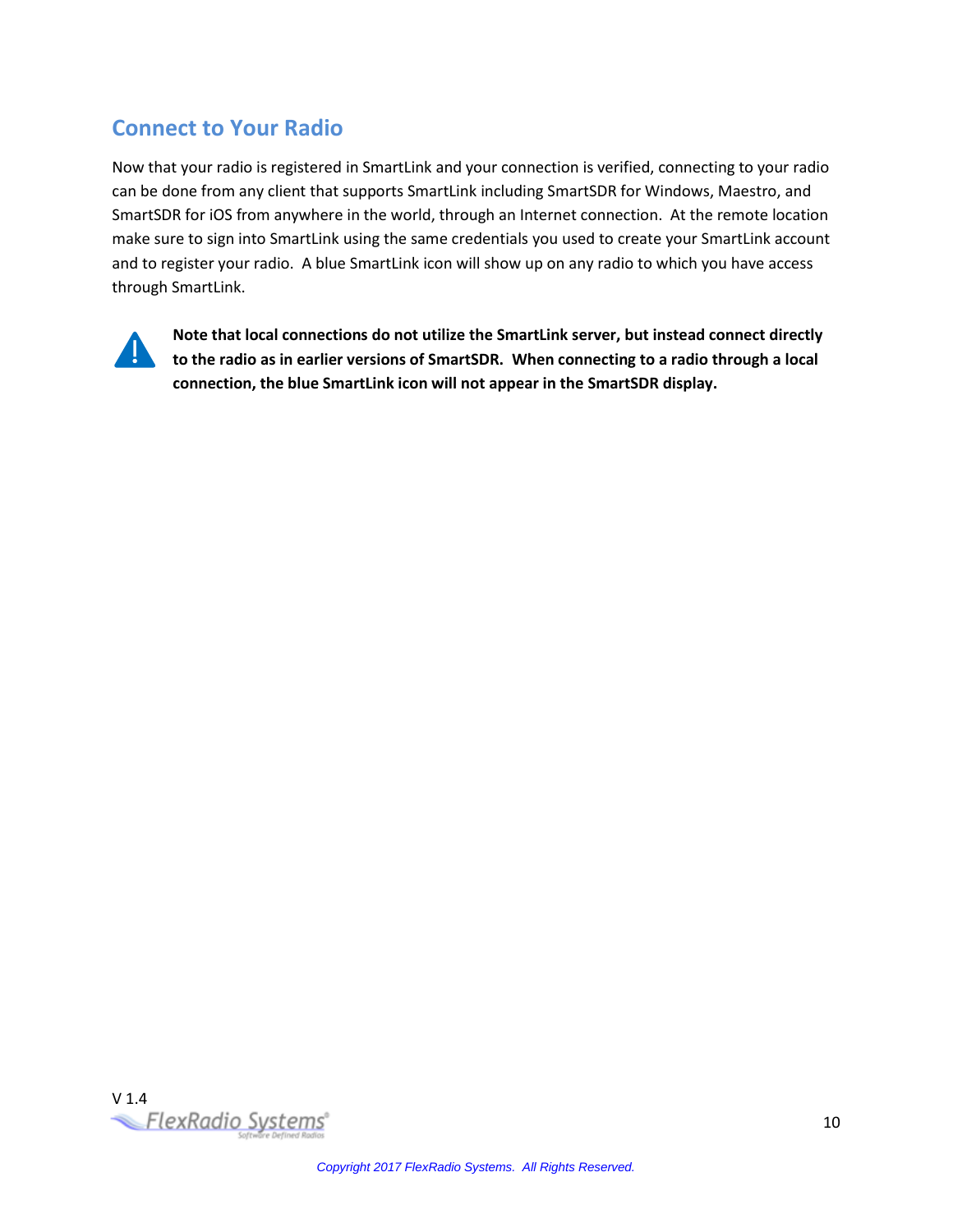## Connect to Your Radio

Now that your radio is registered in SmartLink and your connection is verified, connecting to your radio can be done from any client that supports SmartLink including SmartSDR for Windows, Maestro, and SmartSDR for iOS from anywhere in the world, through an Internet connection. At the remote location make sure to sign into SmartLink using the same credentials you used to create your SmartLink account and to register your radio. A blue SmartLink icon will show up on any radio to which you have access through SmartLink.

**Note that local connections do not utilize the SmartLink server, but instead connect directly to the radio as in earlier versions of SmartSDR. When connecting to a radio through a local connection, the blue SmartLink icon will not appear in the SmartSDR display.**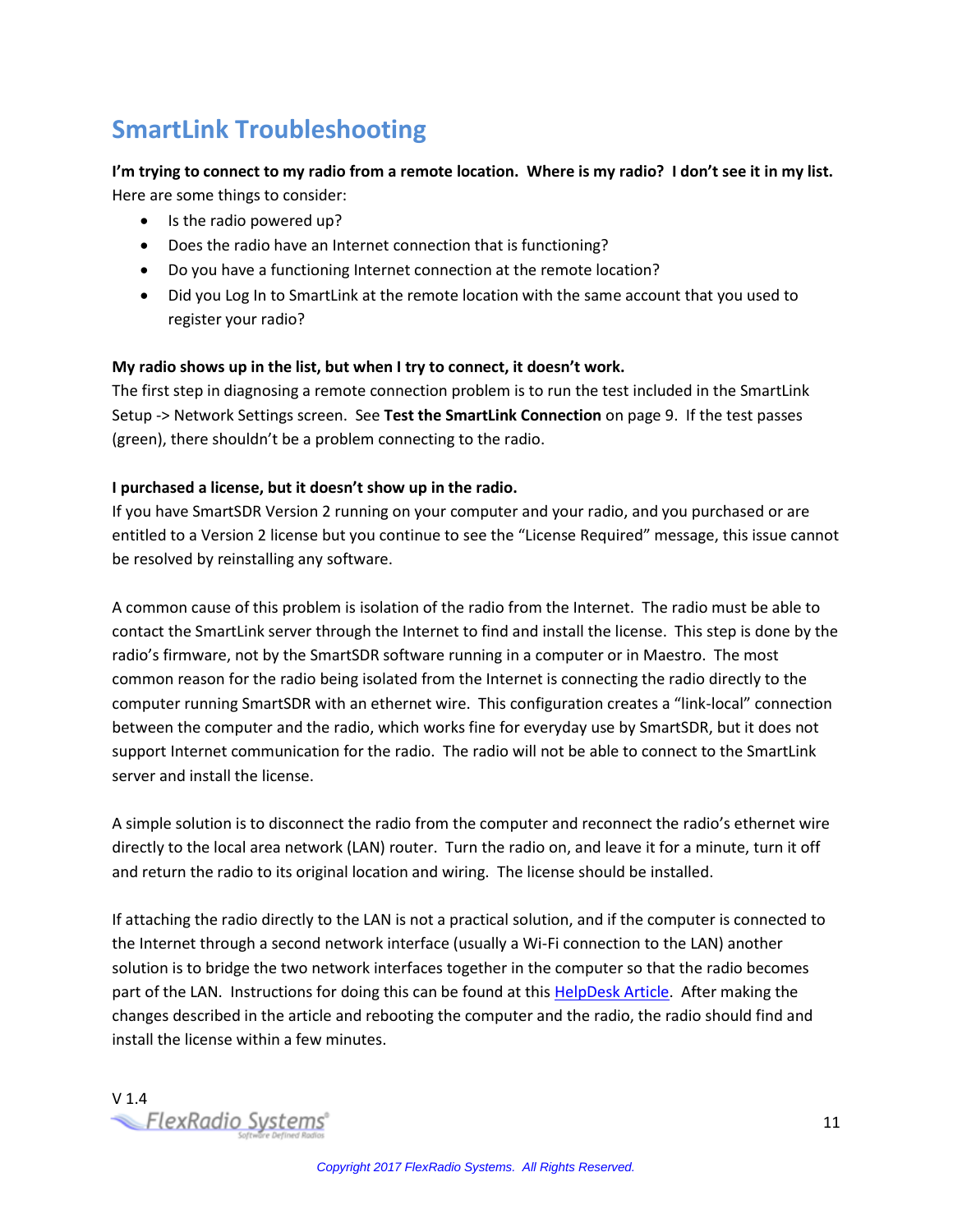# SmartLink Troubleshooting

**I'm trying to connect to my radio from a remote location. Where is my radio? I don't see it in my list.**
Here are some things to consider:

- Is the radio powered up?
- Does the radio have an Internet connection that is functioning?
- Do you have a functioning Internet connection at the remote location?
- Did you Log In to SmartLink at the remote location with the same account that you used to register your radio?

**My radio shows up in the list, but when I try to connect, it doesn't work.**
The first step in diagnosing a remote connection problem is to run the test included in the SmartLink Setup -> Network Settings screen. See **Test the SmartLink Connection** on page 9. If the test passes (green), there shouldn't be a problem connecting to the radio.

**I purchased a license, but it doesn't show up in the radio.**
If you have SmartSDR Version 2 running on your computer and your radio, and you purchased or are entitled to a Version 2 license but you continue to see the "License Required" message, this issue cannot be resolved by reinstalling any software.

A common cause of this problem is isolation of the radio from the Internet. The radio must be able to contact the SmartLink server through the Internet to find and install the license. This step is done by the radio's firmware, not by the SmartSDR software running in a computer or in Maestro. The most common reason for the radio being isolated from the Internet is connecting the radio directly to the computer running SmartSDR with an ethernet wire. This configuration creates a "link-local" connection between the computer and the radio, which works fine for everyday use by SmartSDR, but it does not support Internet communication for the radio. The radio will not be able to connect to the SmartLink server and install the license.

A simple solution is to disconnect the radio from the computer and reconnect the radio's ethernet wire directly to the local area network (LAN) router. Turn the radio on, and leave it for a minute, turn it off and return the radio to its original location and wiring. The license should be installed.

If attaching the radio directly to the LAN is not a practical solution, and if the computer is connected to the Internet through a second network interface (usually a Wi-Fi connection to the LAN) another solution is to bridge the two network interfaces together in the computer so that the radio becomes part of the LAN. Instructions for doing this can be found at this HelpDesk Article. After making the changes described in the article and rebooting the computer and the radio, the radio should find and install the license within a few minutes.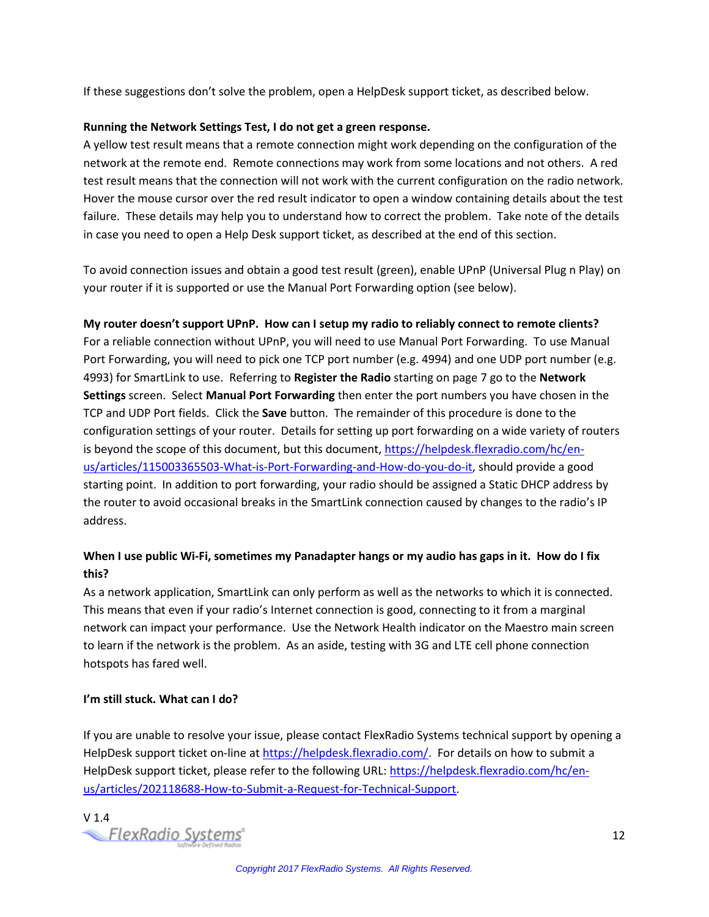If these suggestions don't solve the problem, open a HelpDesk support ticket, as described below.

**Running the Network Settings Test, I do not get a green response.**

A yellow test result means that a remote connection might work depending on the configuration of the network at the remote end. Remote connections may work from some locations and not others. A red test result means that the connection will not work with the current configuration on the radio network. Hover the mouse cursor over the red result indicator to open a window containing details about the test failure. These details may help you to understand how to correct the problem. Take note of the details in case you need to open a Help Desk support ticket, as described at the end of this section.

To avoid connection issues and obtain a good test result (green), enable UPnP (Universal Plug n Play) on your router if it is supported or use the Manual Port Forwarding option (see below).

**My router doesn't support UPnP. How can I setup my radio to reliably connect to remote clients?**

For a reliable connection without UPnP, you will need to use Manual Port Forwarding. To use Manual Port Forwarding, you will need to pick one TCP port number (e.g. 4994) and one UDP port number (e.g. 4993) for SmartLink to use. Referring to **Register the Radio** starting on page 7 go to the **Network Settings** screen. Select **Manual Port Forwarding** then enter the port numbers you have chosen in the TCP and UDP Port fields. Click the **Save** button. The remainder of this procedure is done to the configuration settings of your router. Details for setting up port forwarding on a wide variety of routers is beyond the scope of this document, but this document, [https://helpdesk.flexradio.com/hc/en-us/articles/115003365503-What-is-Port-Forwarding-and-How-do-you-do-it](https://helpdesk.flexradio.com/hc/en-us/articles/115003365503-What-is-Port-Forwarding-and-How-do-you-do-it), should provide a good starting point. In addition to port forwarding, your radio should be assigned a Static DHCP address by the router to avoid occasional breaks in the SmartLink connection caused by changes to the radio's IP address.

**When I use public Wi-Fi, sometimes my Panadapter hangs or my audio has gaps in it. How do I fix this?**

As a network application, SmartLink can only perform as well as the networks to which it is connected. This means that even if your radio's Internet connection is good, connecting to it from a marginal network can impact your performance. Use the Network Health indicator on the Maestro main screen to learn if the network is the problem. As an aside, testing with 3G and LTE cell phone connection hotspots has fared well.

**I'm still stuck. What can I do?**

If you are unable to resolve your issue, please contact FlexRadio Systems technical support by opening a HelpDesk support ticket on-line at [https://helpdesk.flexradio.com/](https://helpdesk.flexradio.com/). For details on how to submit a HelpDesk support ticket, please refer to the following URL: [https://helpdesk.flexradio.com/hc/en-us/articles/202118688-How-to-Submit-a-Request-for-Technical-Support](https://helpdesk.flexradio.com/hc/en-us/articles/202118688-How-to-Submit-a-Request-for-Technical-Support).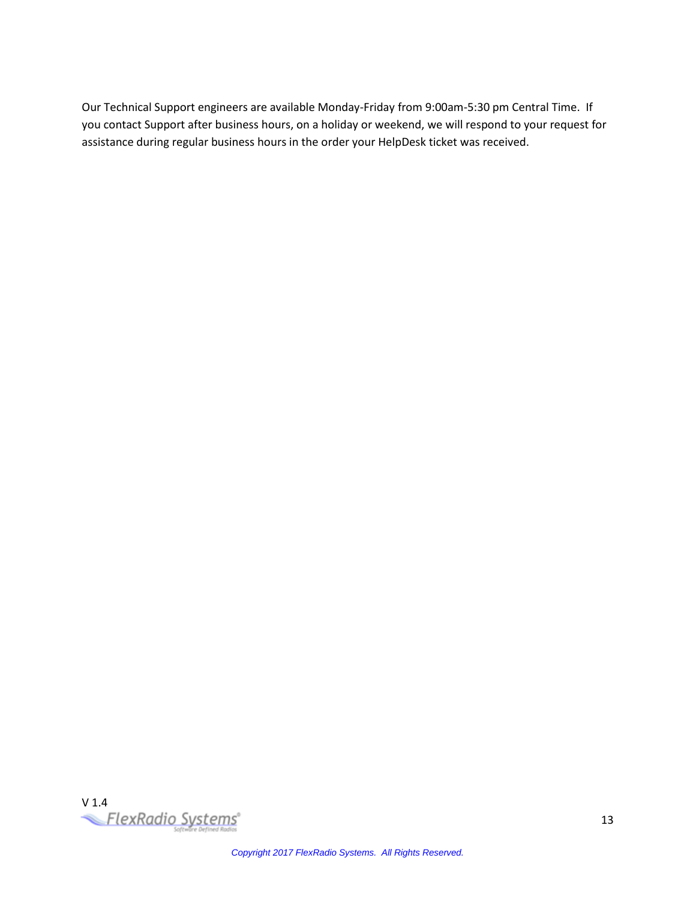Our Technical Support engineers are available Monday-Friday from 9:00am-5:30 pm Central Time. If you contact Support after business hours, on a holiday or weekend, we will respond to your request for assistance during regular business hours in the order your HelpDesk ticket was received.